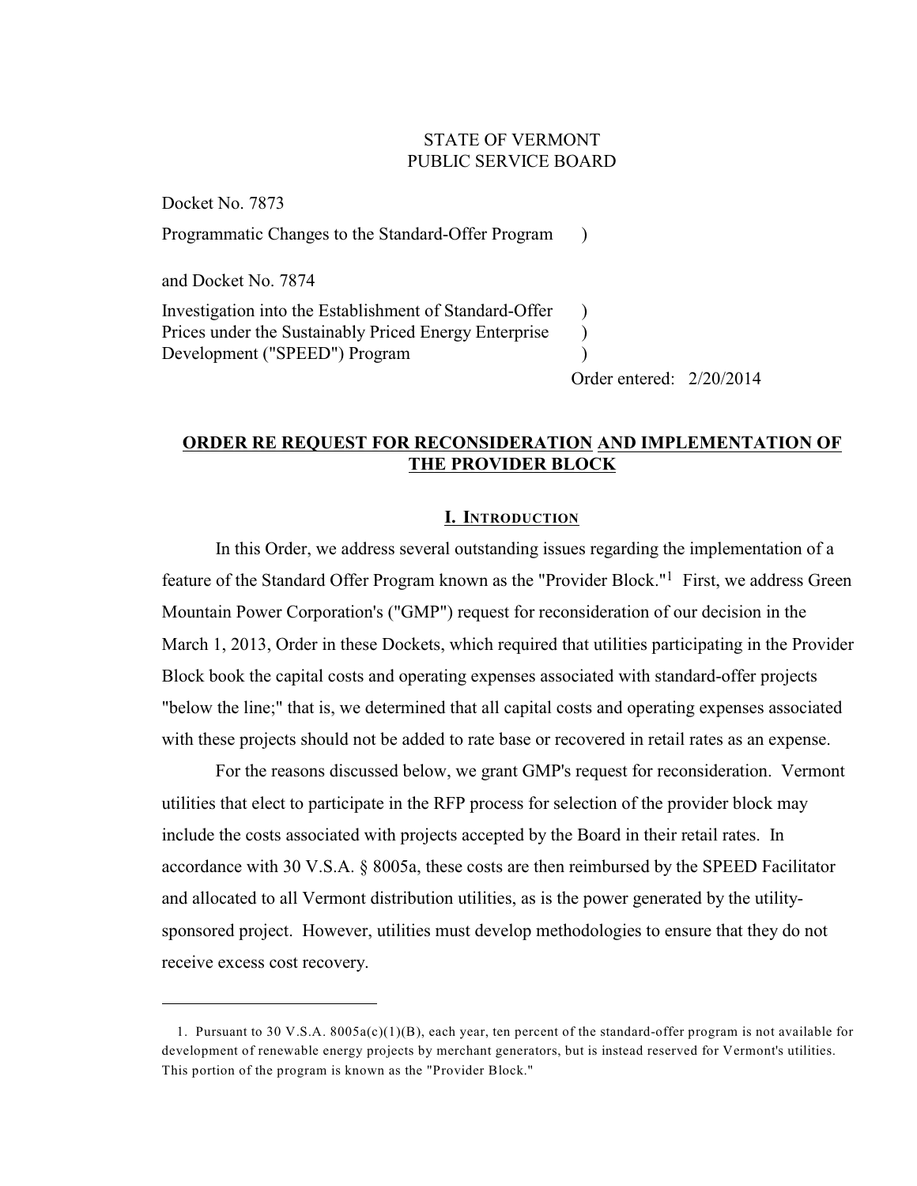STATE OF VERMONT
PUBLIC SERVICE BOARD

Docket No. 7873

Programmatic Changes to the Standard-Offer Program )

and Docket No. 7874

Investigation into the Establishment of Standard-Offer Prices under the Sustainably Priced Energy Enterprise Development ("SPEED") Program )

Order entered: 2/20/2014

## ORDER RE REQUEST FOR RECONSIDERATION AND IMPLEMENTATION OF THE PROVIDER BLOCK

### I. Introduction

In this Order, we address several outstanding issues regarding the implementation of a feature of the Standard Offer Program known as the "Provider Block."[1] First, we address Green Mountain Power Corporation's ("GMP") request for reconsideration of our decision in the March 1, 2013, Order in these Dockets, which required that utilities participating in the Provider Block book the capital costs and operating expenses associated with standard-offer projects "below the line;" that is, we determined that all capital costs and operating expenses associated with these projects should not be added to rate base or recovered in retail rates as an expense.

For the reasons discussed below, we grant GMP's request for reconsideration. Vermont utilities that elect to participate in the RFP process for selection of the provider block may include the costs associated with projects accepted by the Board in their retail rates. In accordance with 30 V.S.A. § 8005a, these costs are then reimbursed by the SPEED Facilitator and allocated to all Vermont distribution utilities, as is the power generated by the utility-sponsored project. However, utilities must develop methodologies to ensure that they do not receive excess cost recovery.

---

1. Pursuant to 30 V.S.A. 8005a(c)(1)(B), each year, ten percent of the standard-offer program is not available for development of renewable energy projects by merchant generators, but is instead reserved for Vermont's utilities. This portion of the program is known as the "Provider Block."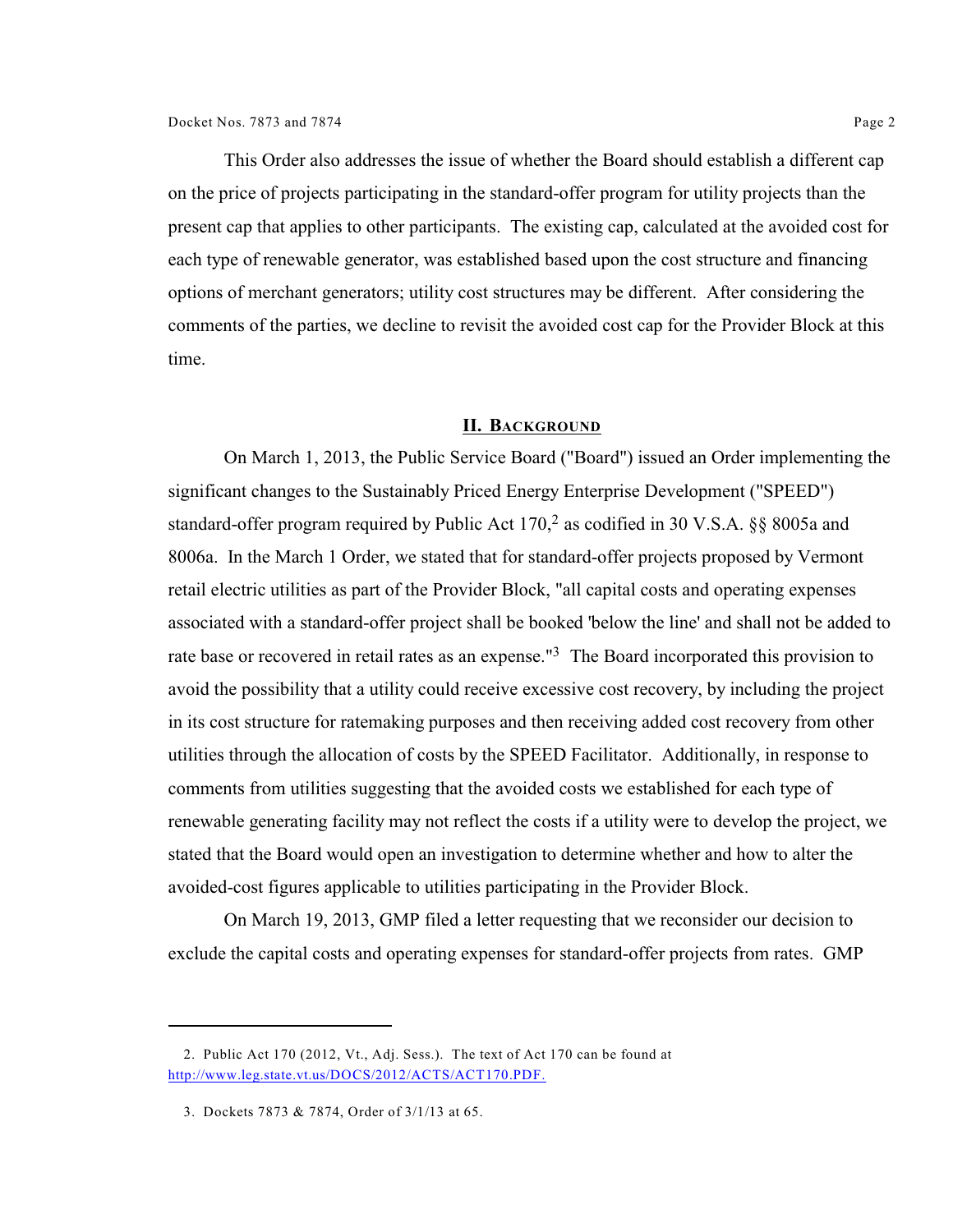This Order also addresses the issue of whether the Board should establish a different cap on the price of projects participating in the standard-offer program for utility projects than the present cap that applies to other participants. The existing cap, calculated at the avoided cost for each type of renewable generator, was established based upon the cost structure and financing options of merchant generators; utility cost structures may be different. After considering the comments of the parties, we decline to revisit the avoided cost cap for the Provider Block at this time.

## II. Background

On March 1, 2013, the Public Service Board ("Board") issued an Order implementing the significant changes to the Sustainably Priced Energy Enterprise Development ("SPEED") standard-offer program required by Public Act 170,[2] as codified in 30 V.S.A. §§ 8005a and 8006a. In the March 1 Order, we stated that for standard-offer projects proposed by Vermont retail electric utilities as part of the Provider Block, "all capital costs and operating expenses associated with a standard-offer project shall be booked 'below the line' and shall not be added to rate base or recovered in retail rates as an expense."[3] The Board incorporated this provision to avoid the possibility that a utility could receive excessive cost recovery, by including the project in its cost structure for ratemaking purposes and then receiving added cost recovery from other utilities through the allocation of costs by the SPEED Facilitator. Additionally, in response to comments from utilities suggesting that the avoided costs we established for each type of renewable generating facility may not reflect the costs if a utility were to develop the project, we stated that the Board would open an investigation to determine whether and how to alter the avoided-cost figures applicable to utilities participating in the Provider Block.

On March 19, 2013, GMP filed a letter requesting that we reconsider our decision to exclude the capital costs and operating expenses for standard-offer projects from rates. GMP

---

2. Public Act 170 (2012, Vt., Adj. Sess.). The text of Act 170 can be found at http://www.leg.state.vt.us/DOCS/2012/ACTS/ACT170.PDF.

3. Dockets 7873 & 7874, Order of 3/1/13 at 65.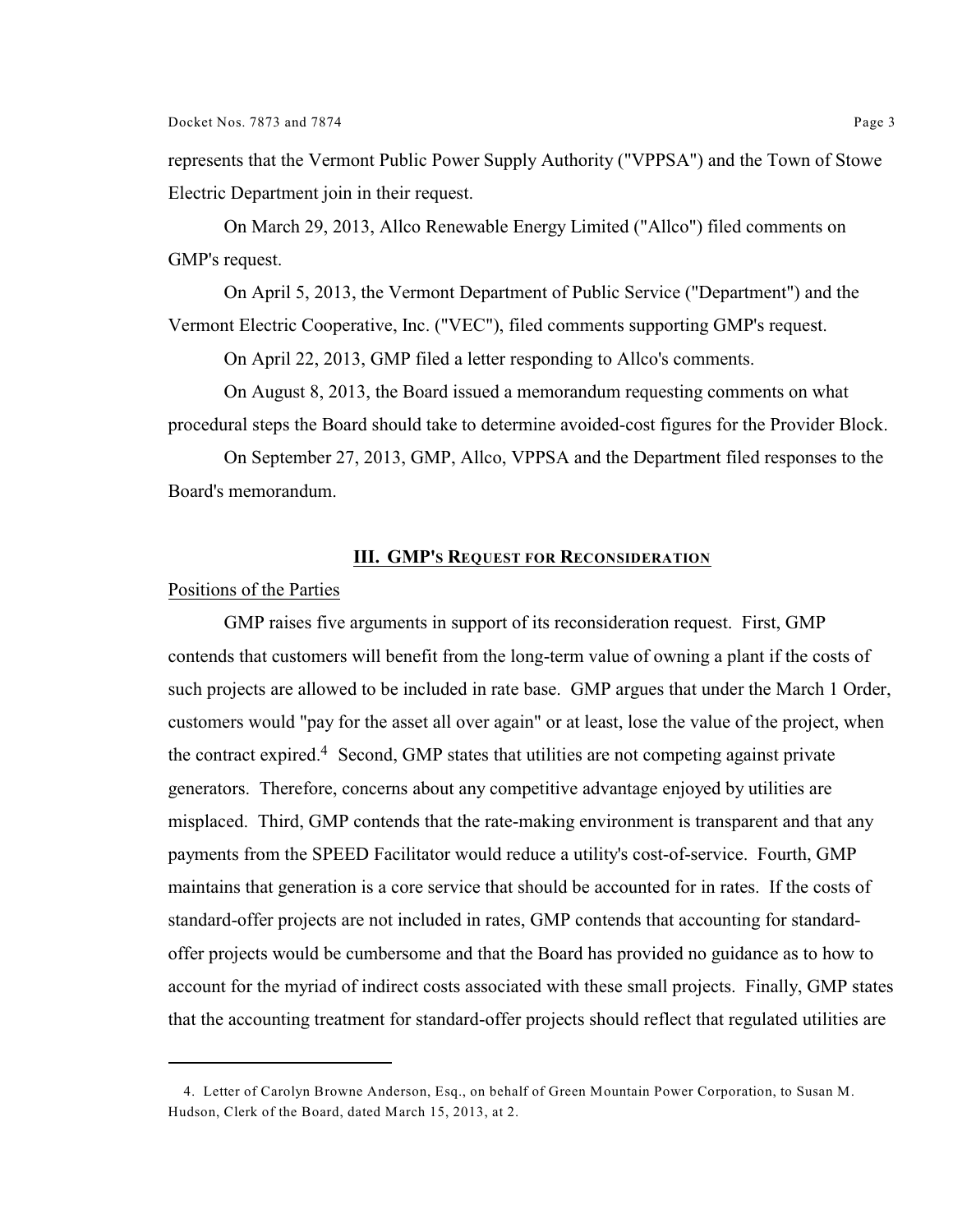represents that the Vermont Public Power Supply Authority ("VPPSA") and the Town of Stowe Electric Department join in their request.

On March 29, 2013, Allco Renewable Energy Limited ("Allco") filed comments on GMP's request.

On April 5, 2013, the Vermont Department of Public Service ("Department") and the Vermont Electric Cooperative, Inc. ("VEC"), filed comments supporting GMP's request.

On April 22, 2013, GMP filed a letter responding to Allco's comments.

On August 8, 2013, the Board issued a memorandum requesting comments on what procedural steps the Board should take to determine avoided-cost figures for the Provider Block.

On September 27, 2013, GMP, Allco, VPPSA and the Department filed responses to the Board's memorandum.

## III. GMP's Request for Reconsideration

Positions of the Parties

GMP raises five arguments in support of its reconsideration request. First, GMP contends that customers will benefit from the long-term value of owning a plant if the costs of such projects are allowed to be included in rate base. GMP argues that under the March 1 Order, customers would "pay for the asset all over again" or at least, lose the value of the project, when the contract expired.[4] Second, GMP states that utilities are not competing against private generators. Therefore, concerns about any competitive advantage enjoyed by utilities are misplaced. Third, GMP contends that the rate-making environment is transparent and that any payments from the SPEED Facilitator would reduce a utility's cost-of-service. Fourth, GMP maintains that generation is a core service that should be accounted for in rates. If the costs of standard-offer projects are not included in rates, GMP contends that accounting for standard-offer projects would be cumbersome and that the Board has provided no guidance as to how to account for the myriad of indirect costs associated with these small projects. Finally, GMP states that the accounting treatment for standard-offer projects should reflect that regulated utilities are

---

4. Letter of Carolyn Browne Anderson, Esq., on behalf of Green Mountain Power Corporation, to Susan M. Hudson, Clerk of the Board, dated March 15, 2013, at 2.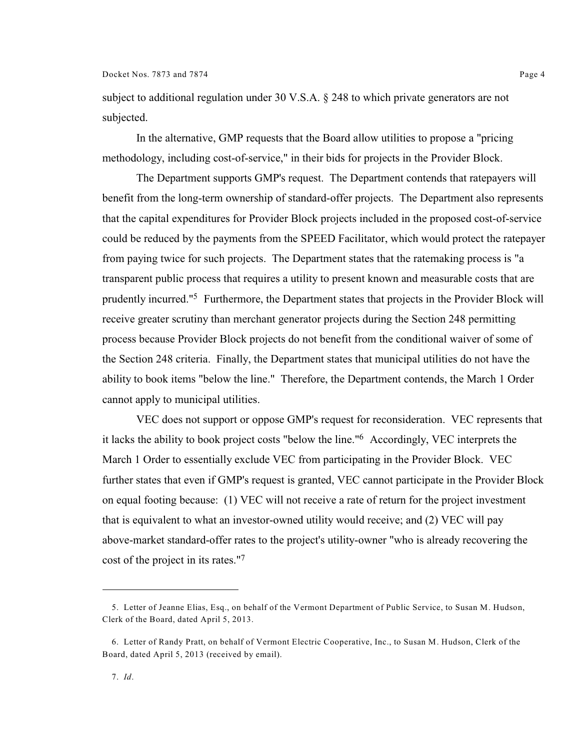subject to additional regulation under 30 V.S.A. § 248 to which private generators are not subjected.

In the alternative, GMP requests that the Board allow utilities to propose a "pricing methodology, including cost-of-service," in their bids for projects in the Provider Block.

The Department supports GMP's request. The Department contends that ratepayers will benefit from the long-term ownership of standard-offer projects. The Department also represents that the capital expenditures for Provider Block projects included in the proposed cost-of-service could be reduced by the payments from the SPEED Facilitator, which would protect the ratepayer from paying twice for such projects. The Department states that the ratemaking process is "a transparent public process that requires a utility to present known and measurable costs that are prudently incurred."[5] Furthermore, the Department states that projects in the Provider Block will receive greater scrutiny than merchant generator projects during the Section 248 permitting process because Provider Block projects do not benefit from the conditional waiver of some of the Section 248 criteria. Finally, the Department states that municipal utilities do not have the ability to book items "below the line." Therefore, the Department contends, the March 1 Order cannot apply to municipal utilities.

VEC does not support or oppose GMP's request for reconsideration. VEC represents that it lacks the ability to book project costs "below the line."[6] Accordingly, VEC interprets the March 1 Order to essentially exclude VEC from participating in the Provider Block. VEC further states that even if GMP's request is granted, VEC cannot participate in the Provider Block on equal footing because: (1) VEC will not receive a rate of return for the project investment that is equivalent to what an investor-owned utility would receive; and (2) VEC will pay above-market standard-offer rates to the project's utility-owner "who is already recovering the cost of the project in its rates."[7]

---

5. Letter of Jeanne Elias, Esq., on behalf of the Vermont Department of Public Service, to Susan M. Hudson, Clerk of the Board, dated April 5, 2013.

6. Letter of Randy Pratt, on behalf of Vermont Electric Cooperative, Inc., to Susan M. Hudson, Clerk of the Board, dated April 5, 2013 (received by email).

7. *Id*.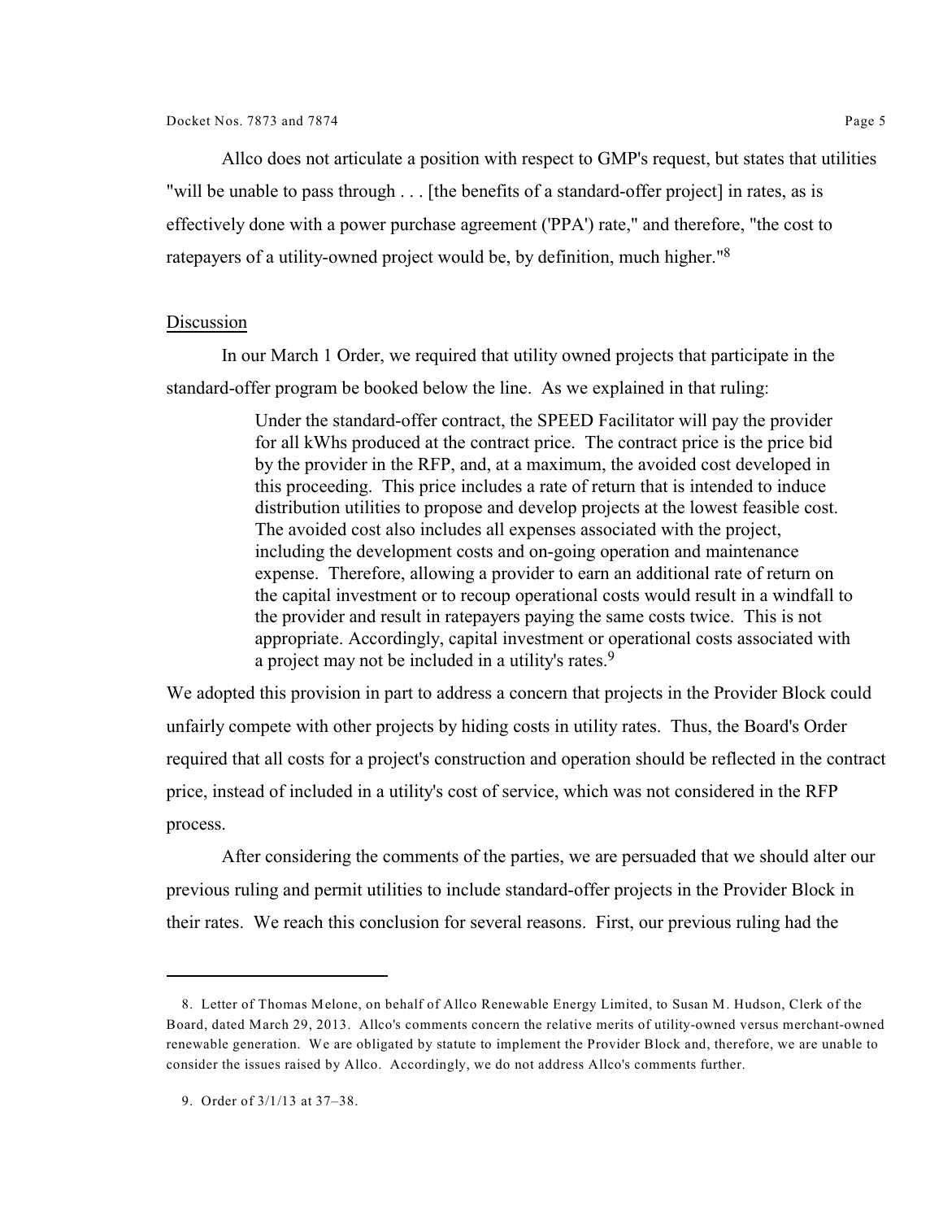Allco does not articulate a position with respect to GMP's request, but states that utilities "will be unable to pass through . . . [the benefits of a standard-offer project] in rates, as is effectively done with a power purchase agreement ('PPA') rate," and therefore, "the cost to ratepayers of a utility-owned project would be, by definition, much higher."[8]

<u>Discussion</u>

In our March 1 Order, we required that utility owned projects that participate in the standard-offer program be booked below the line. As we explained in that ruling:

> Under the standard-offer contract, the SPEED Facilitator will pay the provider for all kWhs produced at the contract price. The contract price is the price bid by the provider in the RFP, and, at a maximum, the avoided cost developed in this proceeding. This price includes a rate of return that is intended to induce distribution utilities to propose and develop projects at the lowest feasible cost. The avoided cost also includes all expenses associated with the project, including the development costs and on-going operation and maintenance expense. Therefore, allowing a provider to earn an additional rate of return on the capital investment or to recoup operational costs would result in a windfall to the provider and result in ratepayers paying the same costs twice. This is not appropriate. Accordingly, capital investment or operational costs associated with a project may not be included in a utility's rates.[9]

We adopted this provision in part to address a concern that projects in the Provider Block could unfairly compete with other projects by hiding costs in utility rates. Thus, the Board's Order required that all costs for a project's construction and operation should be reflected in the contract price, instead of included in a utility's cost of service, which was not considered in the RFP process.

After considering the comments of the parties, we are persuaded that we should alter our previous ruling and permit utilities to include standard-offer projects in the Provider Block in their rates. We reach this conclusion for several reasons. First, our previous ruling had the

---

8. Letter of Thomas Melone, on behalf of Allco Renewable Energy Limited, to Susan M. Hudson, Clerk of the Board, dated March 29, 2013. Allco's comments concern the relative merits of utility-owned versus merchant-owned renewable generation. We are obligated by statute to implement the Provider Block and, therefore, we are unable to consider the issues raised by Allco. Accordingly, we do not address Allco's comments further.

9. Order of 3/1/13 at 37–38.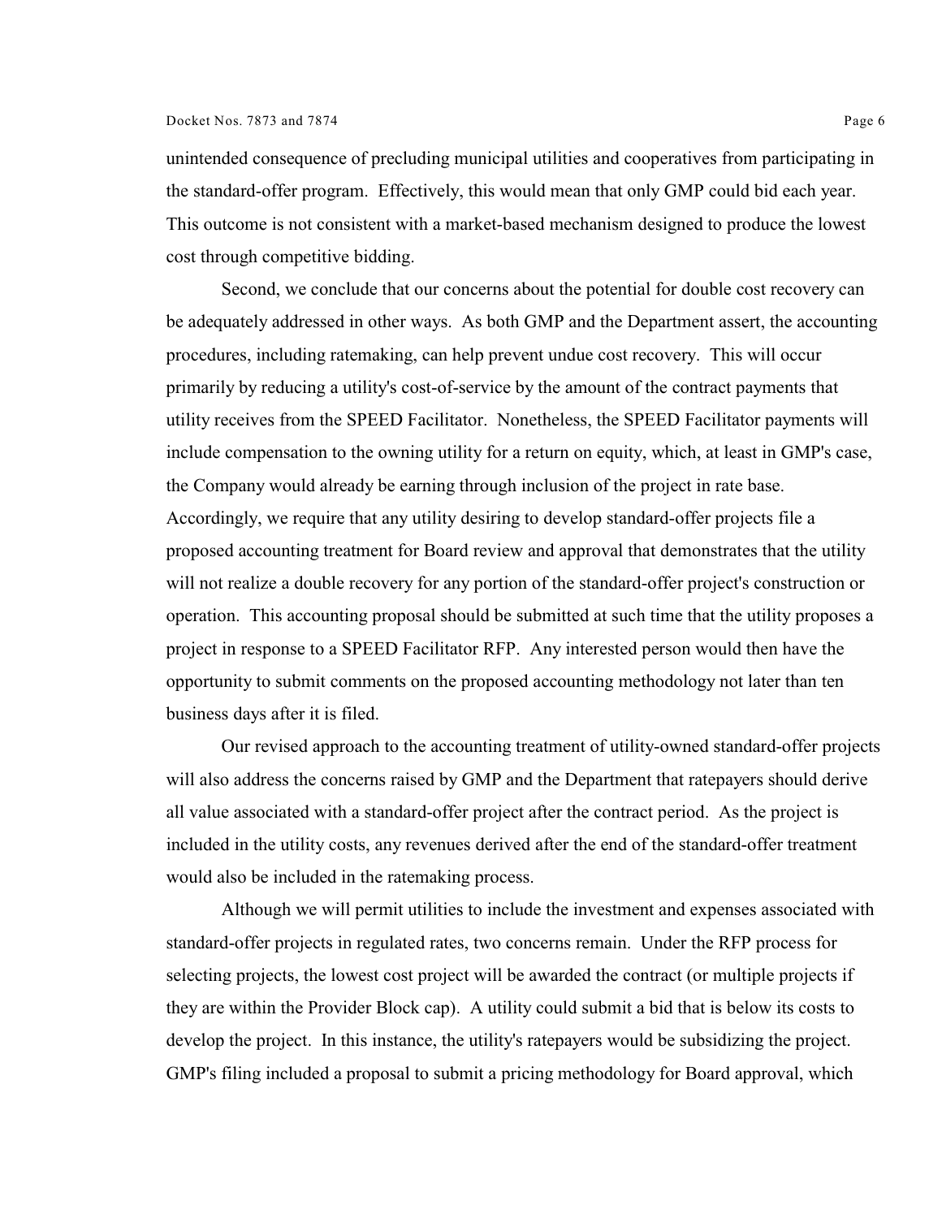unintended consequence of precluding municipal utilities and cooperatives from participating in the standard-offer program. Effectively, this would mean that only GMP could bid each year. This outcome is not consistent with a market-based mechanism designed to produce the lowest cost through competitive bidding.

Second, we conclude that our concerns about the potential for double cost recovery can be adequately addressed in other ways. As both GMP and the Department assert, the accounting procedures, including ratemaking, can help prevent undue cost recovery. This will occur primarily by reducing a utility's cost-of-service by the amount of the contract payments that utility receives from the SPEED Facilitator. Nonetheless, the SPEED Facilitator payments will include compensation to the owning utility for a return on equity, which, at least in GMP's case, the Company would already be earning through inclusion of the project in rate base. Accordingly, we require that any utility desiring to develop standard-offer projects file a proposed accounting treatment for Board review and approval that demonstrates that the utility will not realize a double recovery for any portion of the standard-offer project's construction or operation. This accounting proposal should be submitted at such time that the utility proposes a project in response to a SPEED Facilitator RFP. Any interested person would then have the opportunity to submit comments on the proposed accounting methodology not later than ten business days after it is filed.

Our revised approach to the accounting treatment of utility-owned standard-offer projects will also address the concerns raised by GMP and the Department that ratepayers should derive all value associated with a standard-offer project after the contract period. As the project is included in the utility costs, any revenues derived after the end of the standard-offer treatment would also be included in the ratemaking process.

Although we will permit utilities to include the investment and expenses associated with standard-offer projects in regulated rates, two concerns remain. Under the RFP process for selecting projects, the lowest cost project will be awarded the contract (or multiple projects if they are within the Provider Block cap). A utility could submit a bid that is below its costs to develop the project. In this instance, the utility's ratepayers would be subsidizing the project. GMP's filing included a proposal to submit a pricing methodology for Board approval, which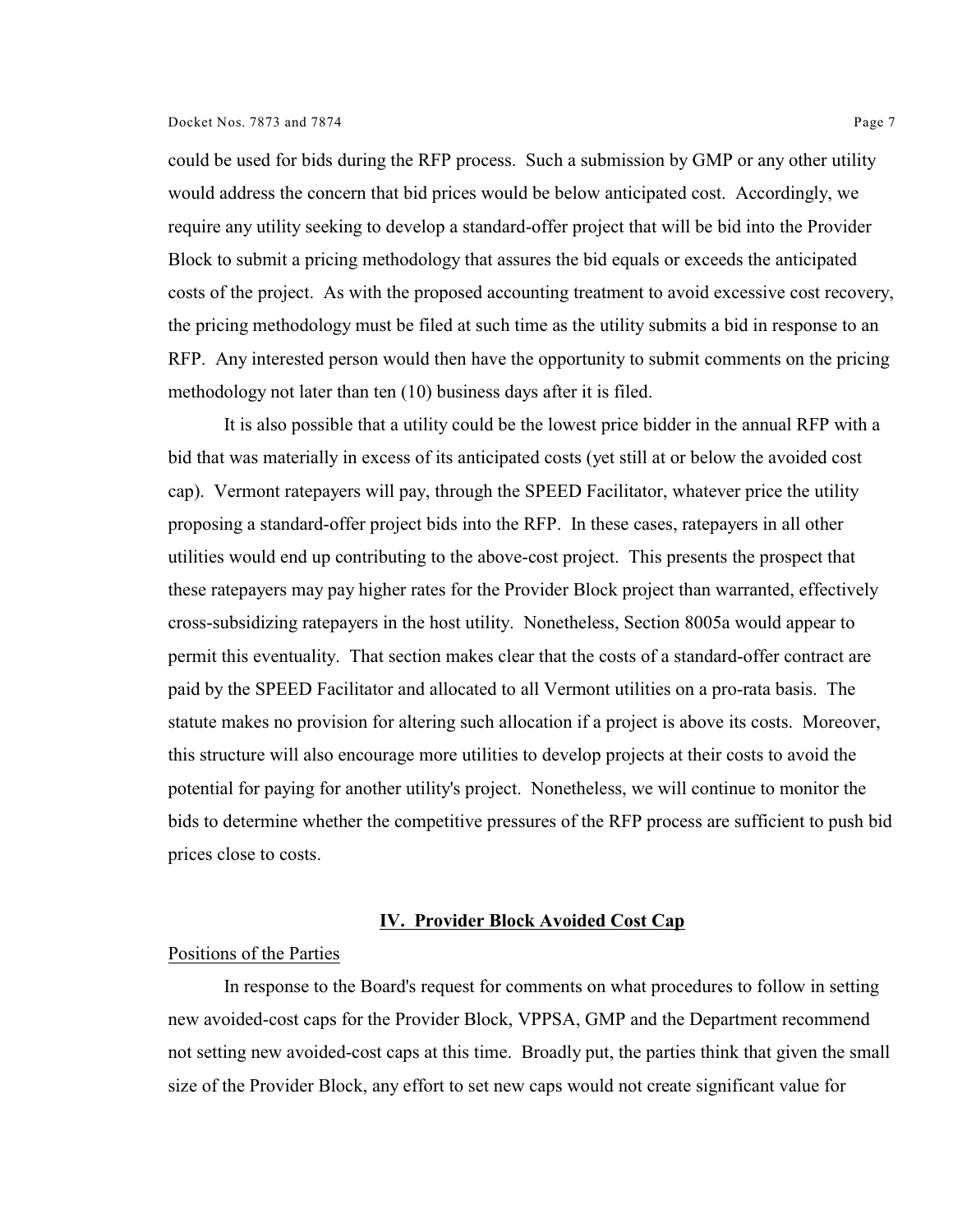could be used for bids during the RFP process. Such a submission by GMP or any other utility would address the concern that bid prices would be below anticipated cost. Accordingly, we require any utility seeking to develop a standard-offer project that will be bid into the Provider Block to submit a pricing methodology that assures the bid equals or exceeds the anticipated costs of the project. As with the proposed accounting treatment to avoid excessive cost recovery, the pricing methodology must be filed at such time as the utility submits a bid in response to an RFP. Any interested person would then have the opportunity to submit comments on the pricing methodology not later than ten (10) business days after it is filed.

It is also possible that a utility could be the lowest price bidder in the annual RFP with a bid that was materially in excess of its anticipated costs (yet still at or below the avoided cost cap). Vermont ratepayers will pay, through the SPEED Facilitator, whatever price the utility proposing a standard-offer project bids into the RFP. In these cases, ratepayers in all other utilities would end up contributing to the above-cost project. This presents the prospect that these ratepayers may pay higher rates for the Provider Block project than warranted, effectively cross-subsidizing ratepayers in the host utility. Nonetheless, Section 8005a would appear to permit this eventuality. That section makes clear that the costs of a standard-offer contract are paid by the SPEED Facilitator and allocated to all Vermont utilities on a pro-rata basis. The statute makes no provision for altering such allocation if a project is above its costs. Moreover, this structure will also encourage more utilities to develop projects at their costs to avoid the potential for paying for another utility's project. Nonetheless, we will continue to monitor the bids to determine whether the competitive pressures of the RFP process are sufficient to push bid prices close to costs.

## IV. Provider Block Avoided Cost Cap

Positions of the Parties

In response to the Board's request for comments on what procedures to follow in setting new avoided-cost caps for the Provider Block, VPPSA, GMP and the Department recommend not setting new avoided-cost caps at this time. Broadly put, the parties think that given the small size of the Provider Block, any effort to set new caps would not create significant value for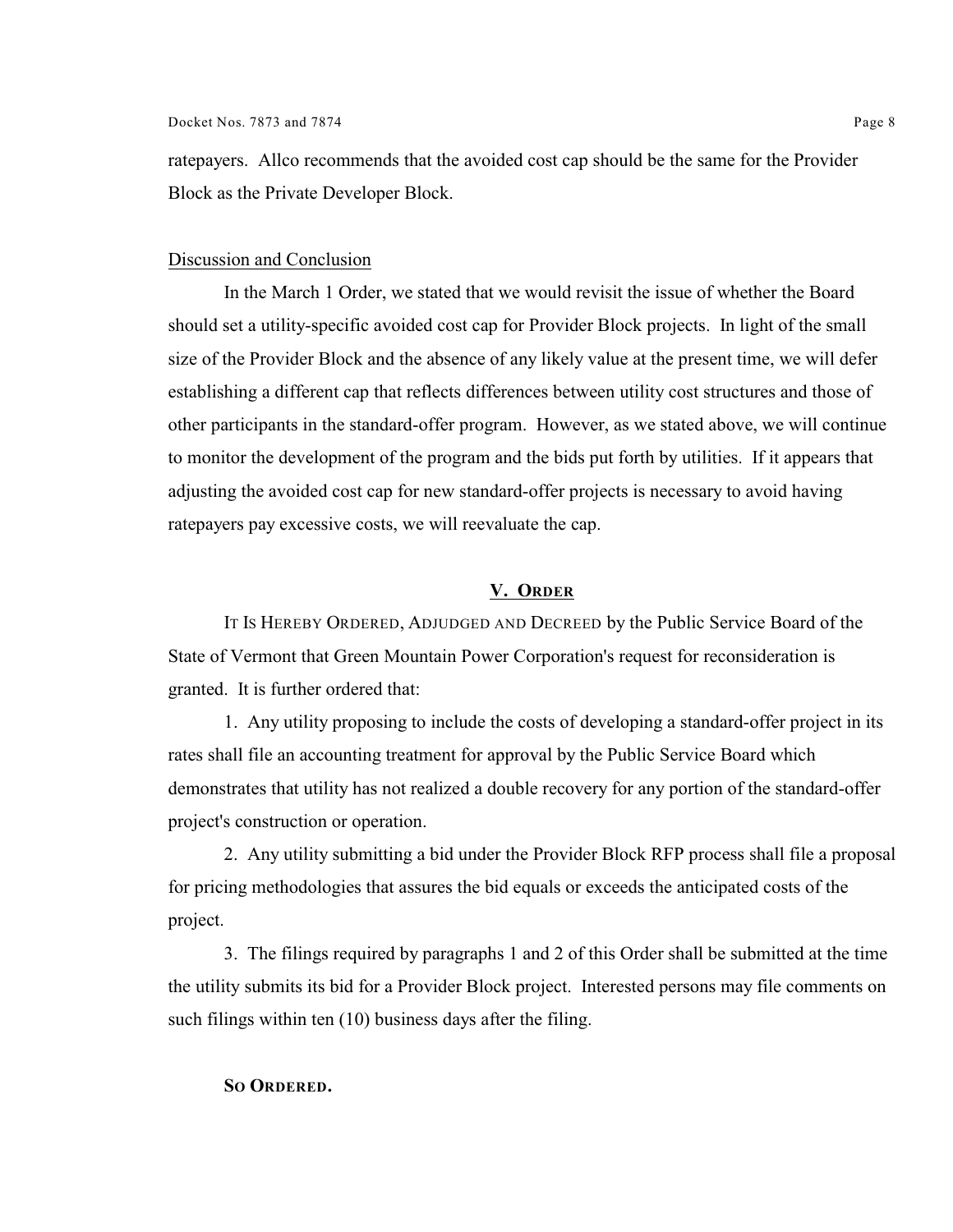ratepayers. Allco recommends that the avoided cost cap should be the same for the Provider Block as the Private Developer Block.

<u>Discussion and Conclusion</u>

In the March 1 Order, we stated that we would revisit the issue of whether the Board should set a utility-specific avoided cost cap for Provider Block projects. In light of the small size of the Provider Block and the absence of any likely value at the present time, we will defer establishing a different cap that reflects differences between utility cost structures and those of other participants in the standard-offer program. However, as we stated above, we will continue to monitor the development of the program and the bids put forth by utilities. If it appears that adjusting the avoided cost cap for new standard-offer projects is necessary to avoid having ratepayers pay excessive costs, we will reevaluate the cap.

## V. ORDER

IT IS HEREBY ORDERED, ADJUDGED AND DECREED by the Public Service Board of the State of Vermont that Green Mountain Power Corporation's request for reconsideration is granted. It is further ordered that:

1. Any utility proposing to include the costs of developing a standard-offer project in its rates shall file an accounting treatment for approval by the Public Service Board which demonstrates that utility has not realized a double recovery for any portion of the standard-offer project's construction or operation.

2. Any utility submitting a bid under the Provider Block RFP process shall file a proposal for pricing methodologies that assures the bid equals or exceeds the anticipated costs of the project.

3. The filings required by paragraphs 1 and 2 of this Order shall be submitted at the time the utility submits its bid for a Provider Block project. Interested persons may file comments on such filings within ten (10) business days after the filing.

**SO ORDERED.**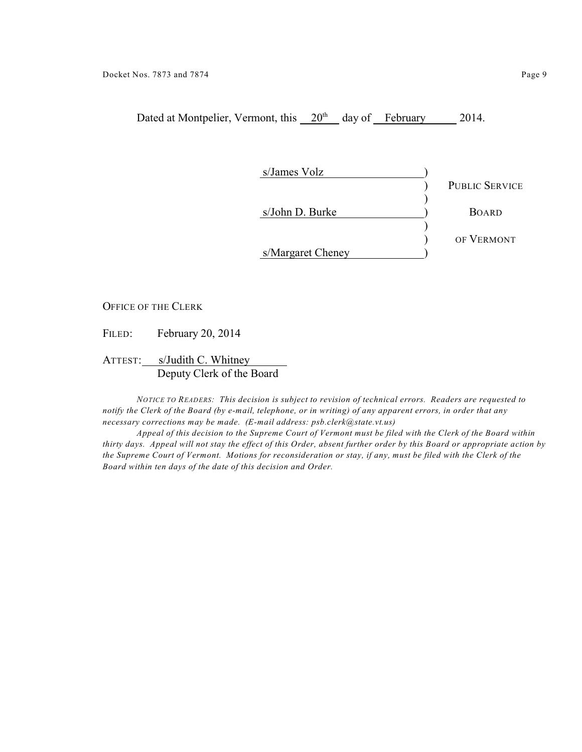Dated at Montpelier, Vermont, this 20th day of February 2014.

| | | |
|---|---|---|
| s/James Volz | ) | PUBLIC SERVICE |
| | ) | |
| s/John D. Burke | ) | BOARD |
| | ) | |
| | ) | OF VERMONT |
| s/Margaret Cheney | ) | |

OFFICE OF THE CLERK

FILED: February 20, 2014

ATTEST: s/Judith C. Whitney
Deputy Clerk of the Board

*NOTICE TO READERS: This decision is subject to revision of technical errors. Readers are requested to notify the Clerk of the Board (by e-mail, telephone, or in writing) of any apparent errors, in order that any necessary corrections may be made. (E-mail address: psb.clerk@state.vt.us)*

*Appeal of this decision to the Supreme Court of Vermont must be filed with the Clerk of the Board within thirty days. Appeal will not stay the effect of this Order, absent further order by this Board or appropriate action by the Supreme Court of Vermont. Motions for reconsideration or stay, if any, must be filed with the Clerk of the Board within ten days of the date of this decision and Order.*